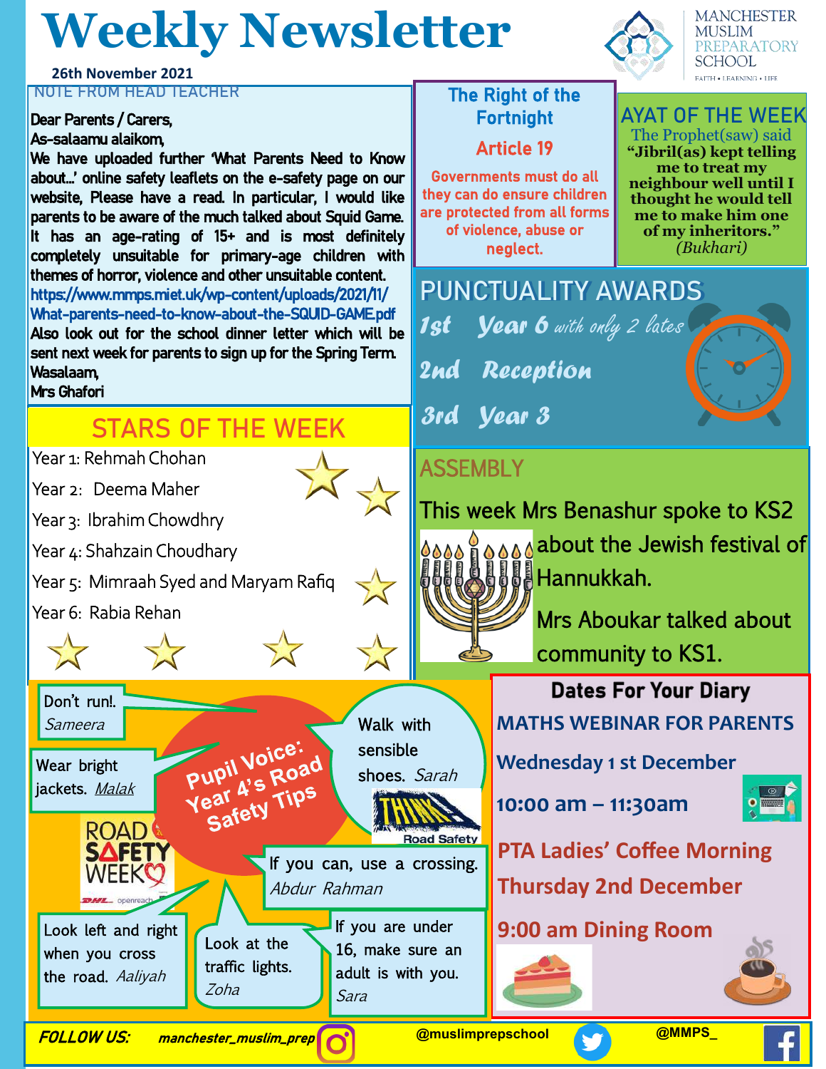# Weekly Newsletter

26th November 2021

MANCHESTER MUSLIM PREPARATORY SCHOOL
FAITH • LEARNING • LIFE

## NOTE FROM HEAD TEACHER

Dear Parents / Carers,
As-salaamu alaikom,

We have uploaded further 'What Parents Need to Know about…' online safety leaflets on the e-safety page on our website, Please have a read. In particular, I would like parents to be aware of the much talked about Squid Game. It has an age-rating of 15+ and is most definitely completely unsuitable for primary-age children with themes of horror, violence and other unsuitable content.
https://www.mmps.miet.uk/wp-content/uploads/2021/11/What-parents-need-to-know-about-the-SQUID-GAME.pdf

Also look out for the school dinner letter which will be sent next week for parents to sign up for the Spring Term.

Wasalaam,
Mrs Ghafori

## The Right of the Fortnight

**Article 19**

Governments must do all they can do ensure children are protected from all forms of violence, abuse or neglect.

## AYAT OF THE WEEK

The Prophet(saw) said
**"Jibril(as) kept telling me to treat my neighbour well until I thought he would tell me to make him one of my inheritors."**
*(Bukhari)*

## STARS OF THE WEEK

- Year 1: Rehmah Chohan
- Year 2: Deema Maher
- Year 3: Ibrahim Chowdhry
- Year 4: Shahzain Choudhary
- Year 5: Mimraah Syed and Maryam Rafiq
- Year 6: Rabia Rehan

## PUNCTUALITY AWARDS

- 1st Year 6 *with only 2 lates*
- 2nd Reception
- 3rd Year 3

## ASSEMBLY

This week Mrs Benashur spoke to KS2 about the Jewish festival of Hannukkah.

Mrs Aboukar talked about community to KS1.

## Pupil Voice: Year 4's Road Safety Tips

- Don't run!. *Sameera*
- Walk with sensible shoes. *Sarah*
- Wear bright jackets. *Malak*
- If you can, use a crossing. *Abdur Rahman*
- Look left and right when you cross the road. *Aaliyah*
- Look at the traffic lights. *Zoha*
- If you are under 16, make sure an adult is with you. *Sara*

THINK! Road Safety

ROAD SAFETY WEEK

## Dates For Your Diary

**MATHS WEBINAR FOR PARENTS**
**Wednesday 1 st December**
**10:00 am – 11:30am**

**PTA Ladies' Coffee Morning**
**Thursday 2nd December**
**9:00 am Dining Room**

**FOLLOW US:** manchester_muslim_prep @muslimprepschool @MMPS_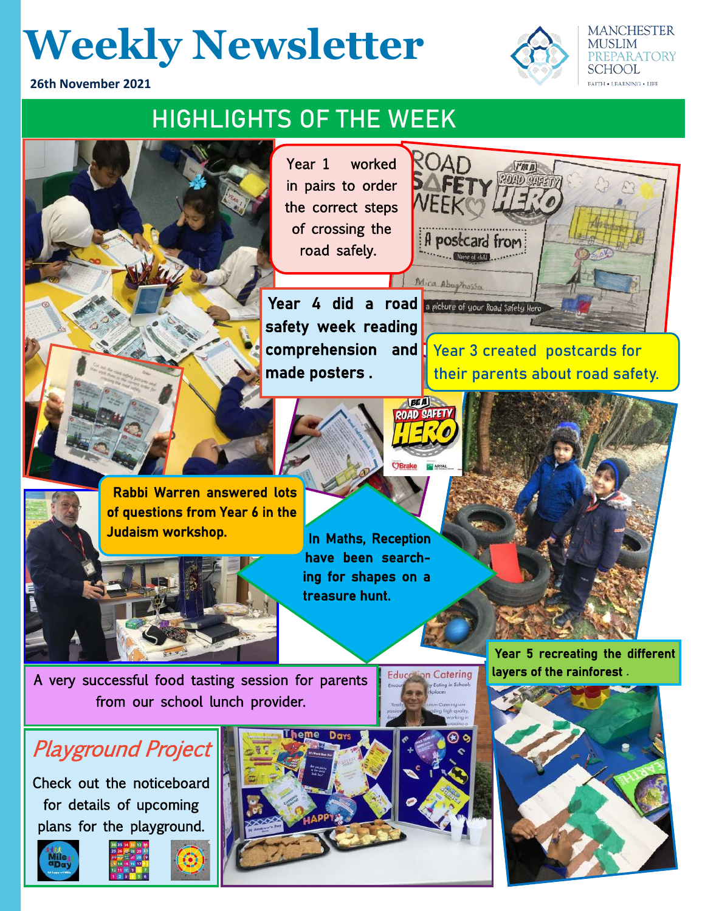# Weekly Newsletter

**26th November 2021**

MANCHESTER MUSLIM PREPARATORY SCHOOL

FAITH • LEARNING • LIFE

## HIGHLIGHTS OF THE WEEK

Year 1 worked in pairs to order the correct steps of crossing the road safely.

**Year 4 did a road safety week reading comprehension and made posters .**

Year 3 created postcards for their parents about road safety.

**Rabbi Warren answered lots of questions from Year 6 in the Judaism workshop.**

**In Maths, Reception have been searching for shapes on a treasure hunt.**

**Year 5 recreating the different layers of the rainforest .**

A very successful food tasting session for parents from our school lunch provider.

### *Playground Project*

Check out the noticeboard for details of upcoming plans for the playground.